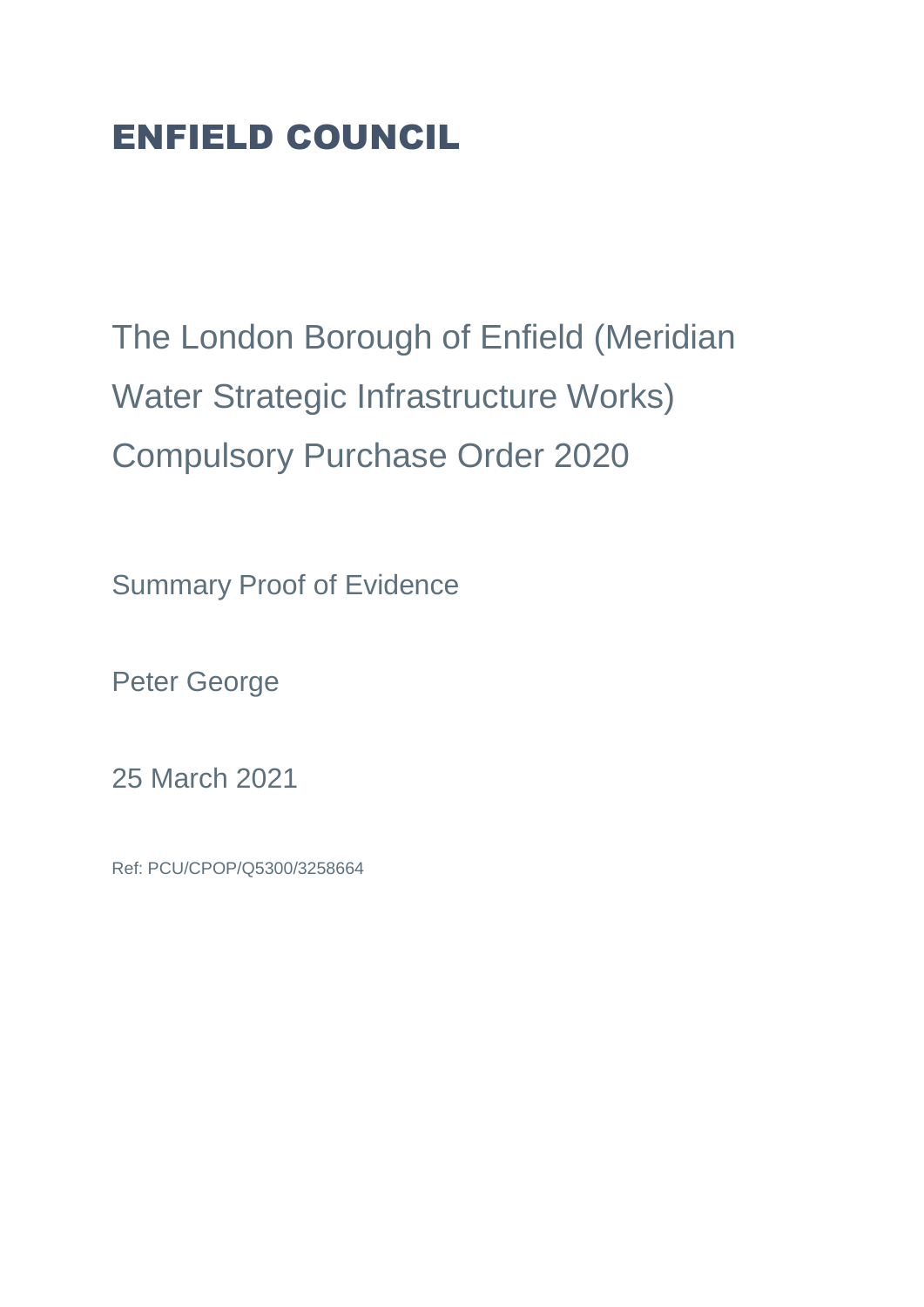# ENFIELD COUNCIL

## The London Borough of Enfield (Meridian Water Strategic Infrastructure Works) Compulsory Purchase Order 2020

Summary Proof of Evidence

Peter George

25 March 2021

Ref: PCU/CPOP/Q5300/3258664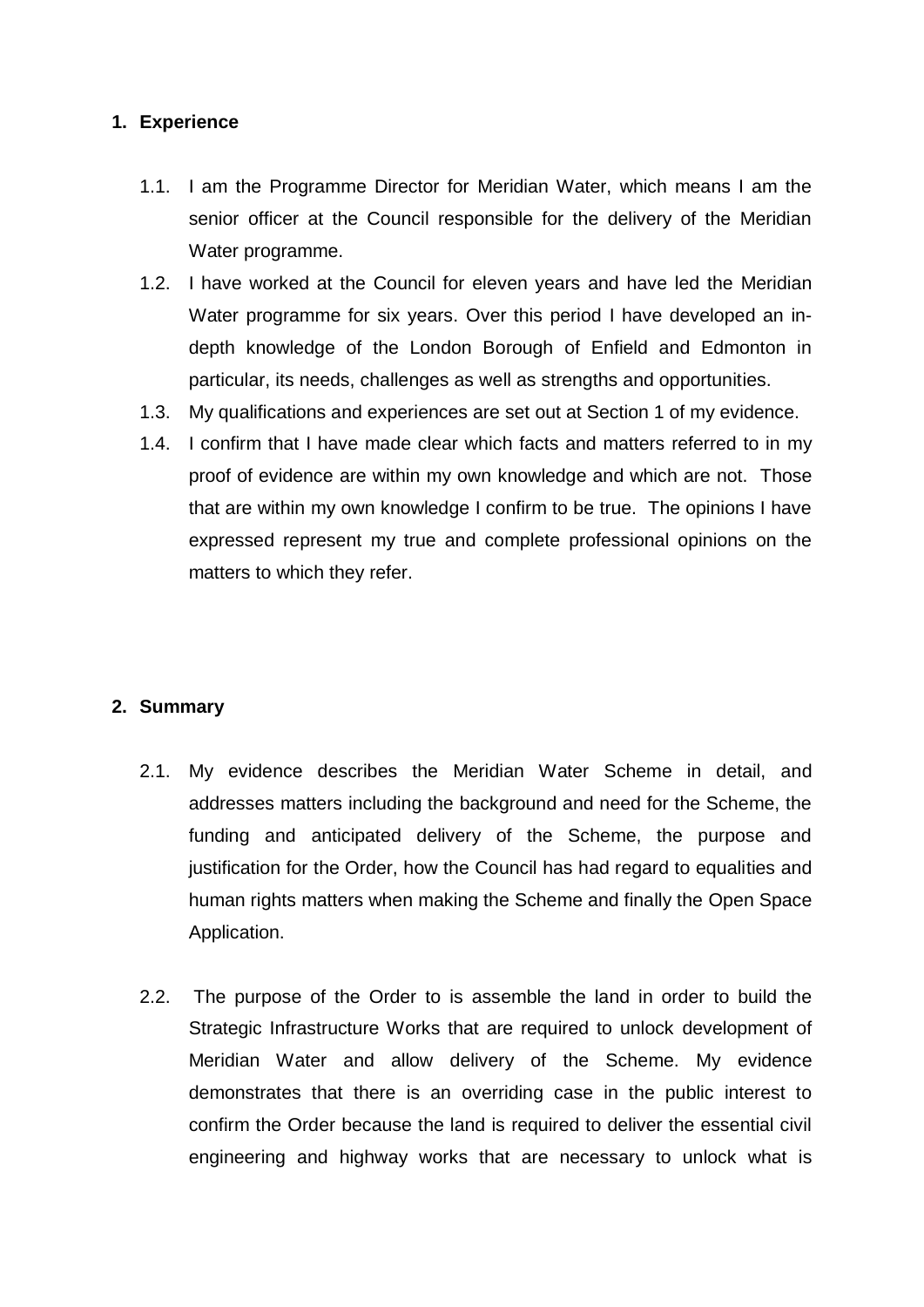## 1. Experience

1.1. I am the Programme Director for Meridian Water, which means I am the senior officer at the Council responsible for the delivery of the Meridian Water programme.

1.2. I have worked at the Council for eleven years and have led the Meridian Water programme for six years. Over this period I have developed an in-depth knowledge of the London Borough of Enfield and Edmonton in particular, its needs, challenges as well as strengths and opportunities.

1.3. My qualifications and experiences are set out at Section 1 of my evidence.

1.4. I confirm that I have made clear which facts and matters referred to in my proof of evidence are within my own knowledge and which are not. Those that are within my own knowledge I confirm to be true. The opinions I have expressed represent my true and complete professional opinions on the matters to which they refer.

## 2. Summary

2.1. My evidence describes the Meridian Water Scheme in detail, and addresses matters including the background and need for the Scheme, the funding and anticipated delivery of the Scheme, the purpose and justification for the Order, how the Council has had regard to equalities and human rights matters when making the Scheme and finally the Open Space Application.

2.2. The purpose of the Order to is assemble the land in order to build the Strategic Infrastructure Works that are required to unlock development of Meridian Water and allow delivery of the Scheme. My evidence demonstrates that there is an overriding case in the public interest to confirm the Order because the land is required to deliver the essential civil engineering and highway works that are necessary to unlock what is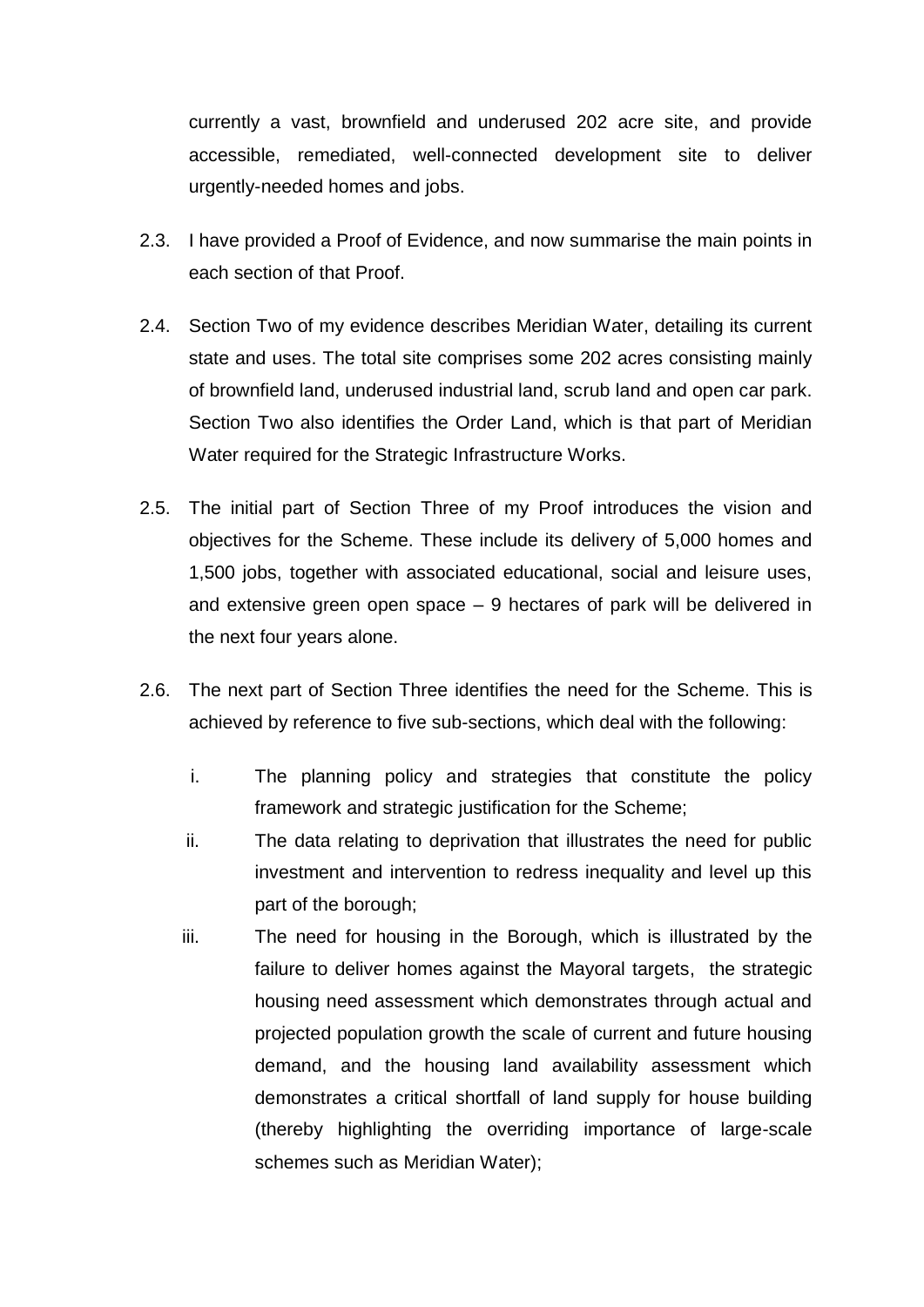currently a vast, brownfield and underused 202 acre site, and provide accessible, remediated, well-connected development site to deliver urgently-needed homes and jobs.

2.3. I have provided a Proof of Evidence, and now summarise the main points in each section of that Proof.

2.4. Section Two of my evidence describes Meridian Water, detailing its current state and uses. The total site comprises some 202 acres consisting mainly of brownfield land, underused industrial land, scrub land and open car park. Section Two also identifies the Order Land, which is that part of Meridian Water required for the Strategic Infrastructure Works.

2.5. The initial part of Section Three of my Proof introduces the vision and objectives for the Scheme. These include its delivery of 5,000 homes and 1,500 jobs, together with associated educational, social and leisure uses, and extensive green open space – 9 hectares of park will be delivered in the next four years alone.

2.6. The next part of Section Three identifies the need for the Scheme. This is achieved by reference to five sub-sections, which deal with the following:

   i. The planning policy and strategies that constitute the policy framework and strategic justification for the Scheme;

   ii. The data relating to deprivation that illustrates the need for public investment and intervention to redress inequality and level up this part of the borough;

   iii. The need for housing in the Borough, which is illustrated by the failure to deliver homes against the Mayoral targets, the strategic housing need assessment which demonstrates through actual and projected population growth the scale of current and future housing demand, and the housing land availability assessment which demonstrates a critical shortfall of land supply for house building (thereby highlighting the overriding importance of large-scale schemes such as Meridian Water);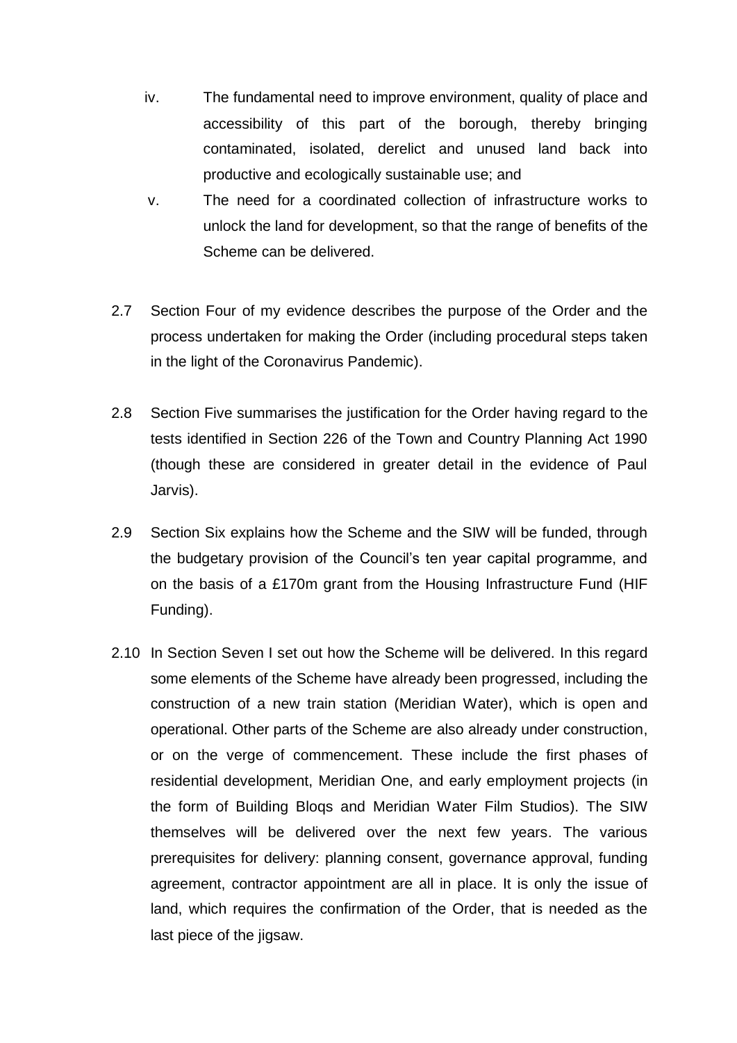iv. The fundamental need to improve environment, quality of place and accessibility of this part of the borough, thereby bringing contaminated, isolated, derelict and unused land back into productive and ecologically sustainable use; and

v. The need for a coordinated collection of infrastructure works to unlock the land for development, so that the range of benefits of the Scheme can be delivered.

2.7 Section Four of my evidence describes the purpose of the Order and the process undertaken for making the Order (including procedural steps taken in the light of the Coronavirus Pandemic).

2.8 Section Five summarises the justification for the Order having regard to the tests identified in Section 226 of the Town and Country Planning Act 1990 (though these are considered in greater detail in the evidence of Paul Jarvis).

2.9 Section Six explains how the Scheme and the SIW will be funded, through the budgetary provision of the Council's ten year capital programme, and on the basis of a £170m grant from the Housing Infrastructure Fund (HIF Funding).

2.10 In Section Seven I set out how the Scheme will be delivered. In this regard some elements of the Scheme have already been progressed, including the construction of a new train station (Meridian Water), which is open and operational. Other parts of the Scheme are also already under construction, or on the verge of commencement. These include the first phases of residential development, Meridian One, and early employment projects (in the form of Building Bloqs and Meridian Water Film Studios). The SIW themselves will be delivered over the next few years. The various prerequisites for delivery: planning consent, governance approval, funding agreement, contractor appointment are all in place. It is only the issue of land, which requires the confirmation of the Order, that is needed as the last piece of the jigsaw.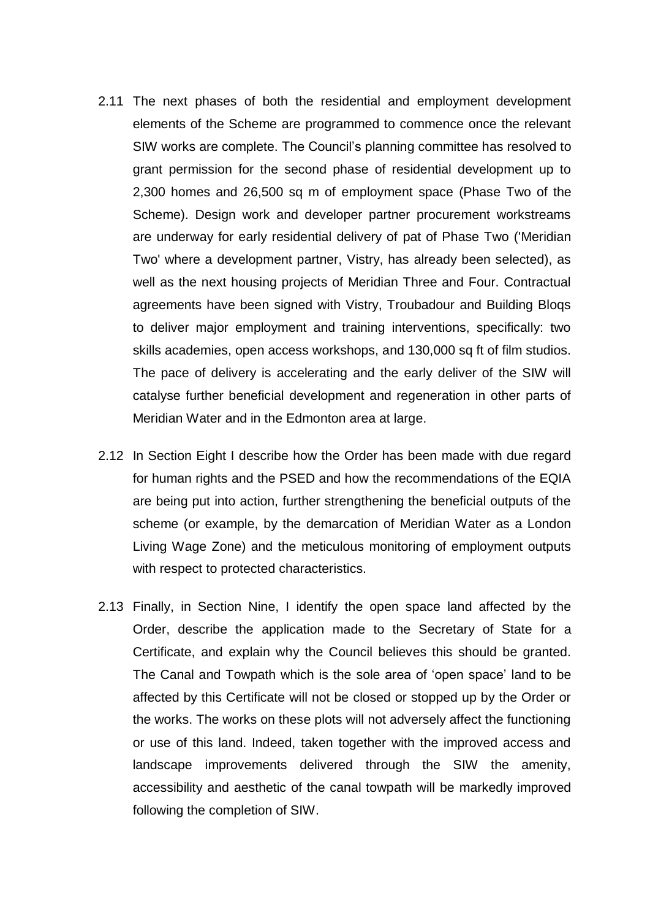2.11 The next phases of both the residential and employment development elements of the Scheme are programmed to commence once the relevant SIW works are complete. The Council's planning committee has resolved to grant permission for the second phase of residential development up to 2,300 homes and 26,500 sq m of employment space (Phase Two of the Scheme). Design work and developer partner procurement workstreams are underway for early residential delivery of pat of Phase Two ('Meridian Two' where a development partner, Vistry, has already been selected), as well as the next housing projects of Meridian Three and Four. Contractual agreements have been signed with Vistry, Troubadour and Building Bloqs to deliver major employment and training interventions, specifically: two skills academies, open access workshops, and 130,000 sq ft of film studios. The pace of delivery is accelerating and the early deliver of the SIW will catalyse further beneficial development and regeneration in other parts of Meridian Water and in the Edmonton area at large.

2.12 In Section Eight I describe how the Order has been made with due regard for human rights and the PSED and how the recommendations of the EQIA are being put into action, further strengthening the beneficial outputs of the scheme (or example, by the demarcation of Meridian Water as a London Living Wage Zone) and the meticulous monitoring of employment outputs with respect to protected characteristics.

2.13 Finally, in Section Nine, I identify the open space land affected by the Order, describe the application made to the Secretary of State for a Certificate, and explain why the Council believes this should be granted. The Canal and Towpath which is the sole area of 'open space' land to be affected by this Certificate will not be closed or stopped up by the Order or the works. The works on these plots will not adversely affect the functioning or use of this land. Indeed, taken together with the improved access and landscape improvements delivered through the SIW the amenity, accessibility and aesthetic of the canal towpath will be markedly improved following the completion of SIW.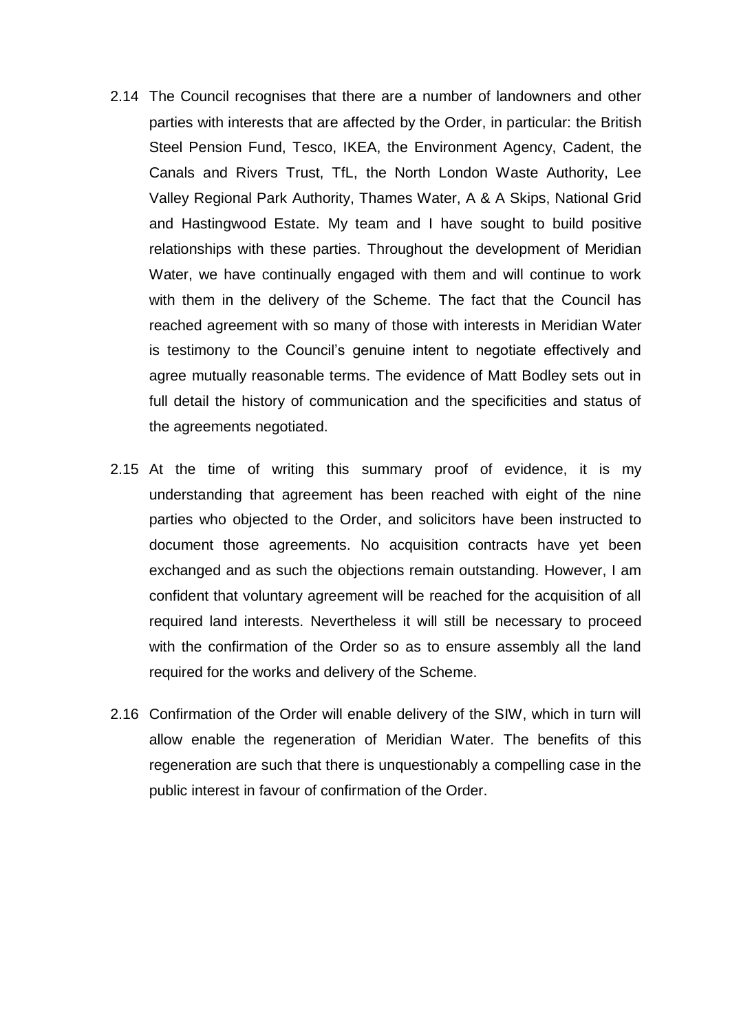2.14 The Council recognises that there are a number of landowners and other parties with interests that are affected by the Order, in particular: the British Steel Pension Fund, Tesco, IKEA, the Environment Agency, Cadent, the Canals and Rivers Trust, TfL, the North London Waste Authority, Lee Valley Regional Park Authority, Thames Water, A & A Skips, National Grid and Hastingwood Estate. My team and I have sought to build positive relationships with these parties. Throughout the development of Meridian Water, we have continually engaged with them and will continue to work with them in the delivery of the Scheme. The fact that the Council has reached agreement with so many of those with interests in Meridian Water is testimony to the Council's genuine intent to negotiate effectively and agree mutually reasonable terms. The evidence of Matt Bodley sets out in full detail the history of communication and the specificities and status of the agreements negotiated.

2.15 At the time of writing this summary proof of evidence, it is my understanding that agreement has been reached with eight of the nine parties who objected to the Order, and solicitors have been instructed to document those agreements. No acquisition contracts have yet been exchanged and as such the objections remain outstanding. However, I am confident that voluntary agreement will be reached for the acquisition of all required land interests. Nevertheless it will still be necessary to proceed with the confirmation of the Order so as to ensure assembly all the land required for the works and delivery of the Scheme.

2.16 Confirmation of the Order will enable delivery of the SIW, which in turn will allow enable the regeneration of Meridian Water. The benefits of this regeneration are such that there is unquestionably a compelling case in the public interest in favour of confirmation of the Order.